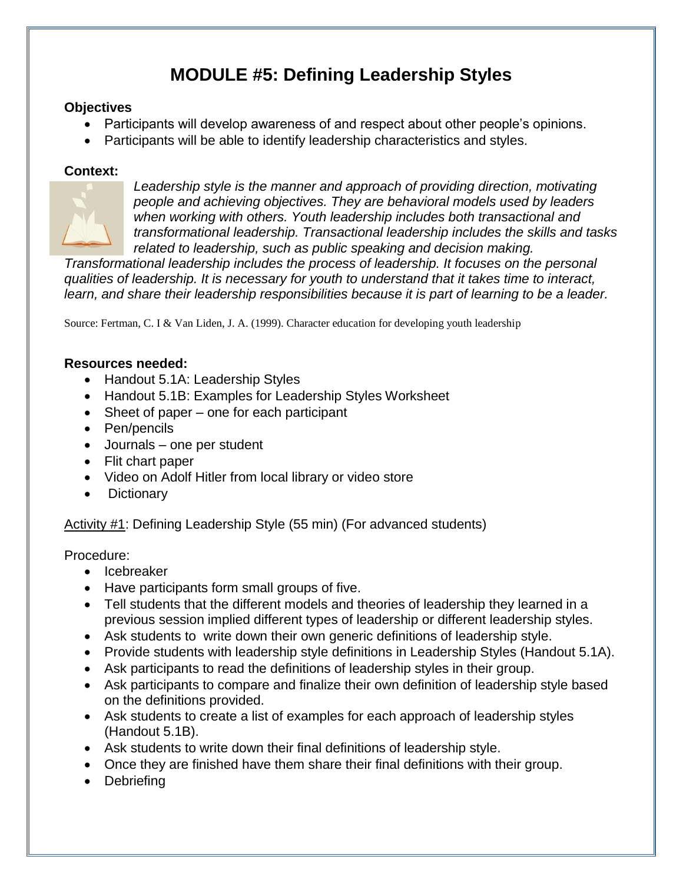# MODULE #5: Defining Leadership Styles

**Objectives**

- Participants will develop awareness of and respect about other people's opinions.
- Participants will be able to identify leadership characteristics and styles.

**Context:**

*Leadership style is the manner and approach of providing direction, motivating people and achieving objectives. They are behavioral models used by leaders when working with others. Youth leadership includes both transactional and transformational leadership. Transactional leadership includes the skills and tasks related to leadership, such as public speaking and decision making. Transformational leadership includes the process of leadership. It focuses on the personal qualities of leadership. It is necessary for youth to understand that it takes time to interact, learn, and share their leadership responsibilities because it is part of learning to be a leader.*

Source: Fertman, C. I & Van Liden, J. A. (1999). Character education for developing youth leadership

**Resources needed:**

- Handout 5.1A: Leadership Styles
- Handout 5.1B: Examples for Leadership Styles Worksheet
- Sheet of paper – one for each participant
- Pen/pencils
- Journals – one per student
- Flit chart paper
- Video on Adolf Hitler from local library or video store
- Dictionary

<u>Activity #1</u>: Defining Leadership Style (55 min) (For advanced students)

Procedure:

- Icebreaker
- Have participants form small groups of five.
- Tell students that the different models and theories of leadership they learned in a previous session implied different types of leadership or different leadership styles.
- Ask students to write down their own generic definitions of leadership style.
- Provide students with leadership style definitions in Leadership Styles (Handout 5.1A).
- Ask participants to read the definitions of leadership styles in their group.
- Ask participants to compare and finalize their own definition of leadership style based on the definitions provided.
- Ask students to create a list of examples for each approach of leadership styles (Handout 5.1B).
- Ask students to write down their final definitions of leadership style.
- Once they are finished have them share their final definitions with their group.
- Debriefing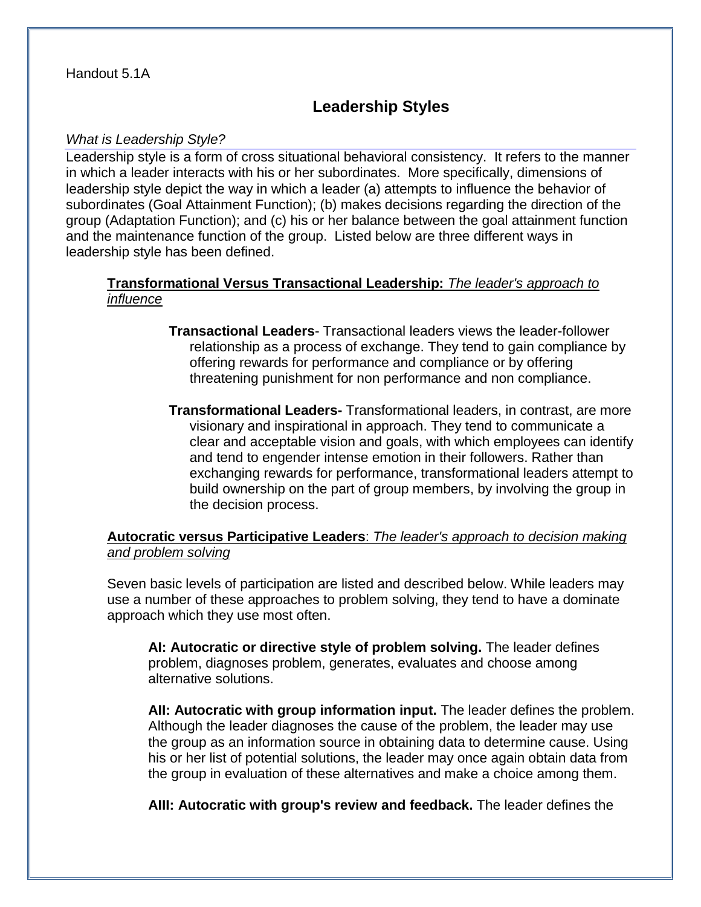Handout 5.1A

# Leadership Styles

*What is Leadership Style?*

Leadership style is a form of cross situational behavioral consistency. It refers to the manner in which a leader interacts with his or her subordinates. More specifically, dimensions of leadership style depict the way in which a leader (a) attempts to influence the behavior of subordinates (Goal Attainment Function); (b) makes decisions regarding the direction of the group (Adaptation Function); and (c) his or her balance between the goal attainment function and the maintenance function of the group. Listed below are three different ways in leadership style has been defined.

**Transformational Versus Transactional Leadership:** *The leader's approach to influence*

**Transactional Leaders**- Transactional leaders views the leader-follower relationship as a process of exchange. They tend to gain compliance by offering rewards for performance and compliance or by offering threatening punishment for non performance and non compliance.

**Transformational Leaders-** Transformational leaders, in contrast, are more visionary and inspirational in approach. They tend to communicate a clear and acceptable vision and goals, with which employees can identify and tend to engender intense emotion in their followers. Rather than exchanging rewards for performance, transformational leaders attempt to build ownership on the part of group members, by involving the group in the decision process.

**Autocratic versus Participative Leaders**: *The leader's approach to decision making and problem solving*

Seven basic levels of participation are listed and described below. While leaders may use a number of these approaches to problem solving, they tend to have a dominate approach which they use most often.

**AI: Autocratic or directive style of problem solving.** The leader defines problem, diagnoses problem, generates, evaluates and choose among alternative solutions.

**AII: Autocratic with group information input.** The leader defines the problem. Although the leader diagnoses the cause of the problem, the leader may use the group as an information source in obtaining data to determine cause. Using his or her list of potential solutions, the leader may once again obtain data from the group in evaluation of these alternatives and make a choice among them.

**AIII: Autocratic with group's review and feedback.** The leader defines the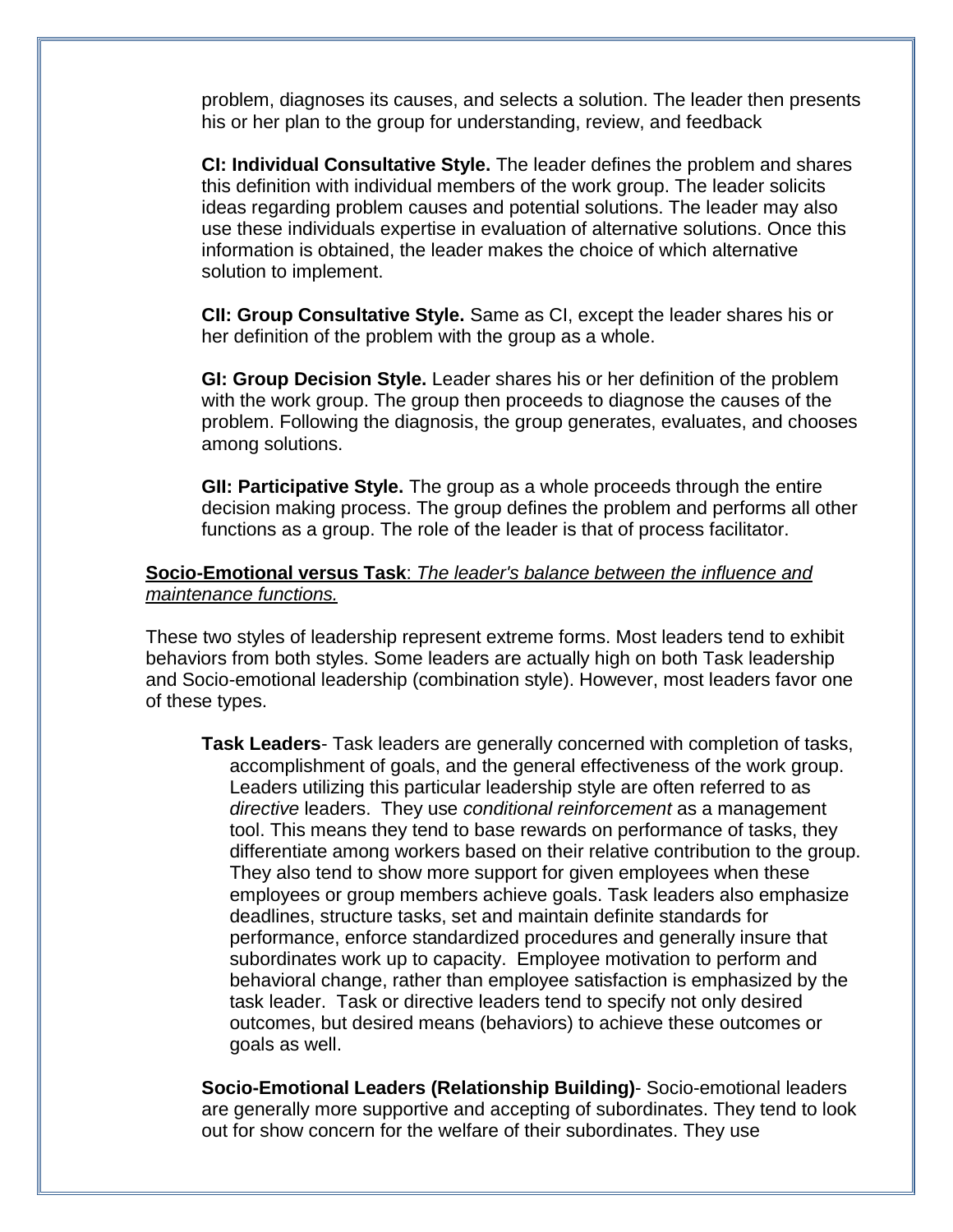problem, diagnoses its causes, and selects a solution. The leader then presents his or her plan to the group for understanding, review, and feedback

**CI: Individual Consultative Style.** The leader defines the problem and shares this definition with individual members of the work group. The leader solicits ideas regarding problem causes and potential solutions. The leader may also use these individuals expertise in evaluation of alternative solutions. Once this information is obtained, the leader makes the choice of which alternative solution to implement.

**CII: Group Consultative Style.** Same as CI, except the leader shares his or her definition of the problem with the group as a whole.

**GI: Group Decision Style.** Leader shares his or her definition of the problem with the work group. The group then proceeds to diagnose the causes of the problem. Following the diagnosis, the group generates, evaluates, and chooses among solutions.

**GII: Participative Style.** The group as a whole proceeds through the entire decision making process. The group defines the problem and performs all other functions as a group. The role of the leader is that of process facilitator.

**Socio-Emotional versus Task**: *The leader's balance between the influence and maintenance functions.*

These two styles of leadership represent extreme forms. Most leaders tend to exhibit behaviors from both styles. Some leaders are actually high on both Task leadership and Socio-emotional leadership (combination style). However, most leaders favor one of these types.

**Task Leaders**- Task leaders are generally concerned with completion of tasks, accomplishment of goals, and the general effectiveness of the work group. Leaders utilizing this particular leadership style are often referred to as *directive* leaders. They use *conditional reinforcement* as a management tool. This means they tend to base rewards on performance of tasks, they differentiate among workers based on their relative contribution to the group. They also tend to show more support for given employees when these employees or group members achieve goals. Task leaders also emphasize deadlines, structure tasks, set and maintain definite standards for performance, enforce standardized procedures and generally insure that subordinates work up to capacity. Employee motivation to perform and behavioral change, rather than employee satisfaction is emphasized by the task leader. Task or directive leaders tend to specify not only desired outcomes, but desired means (behaviors) to achieve these outcomes or goals as well.

**Socio-Emotional Leaders (Relationship Building)**- Socio-emotional leaders are generally more supportive and accepting of subordinates. They tend to look out for show concern for the welfare of their subordinates. They use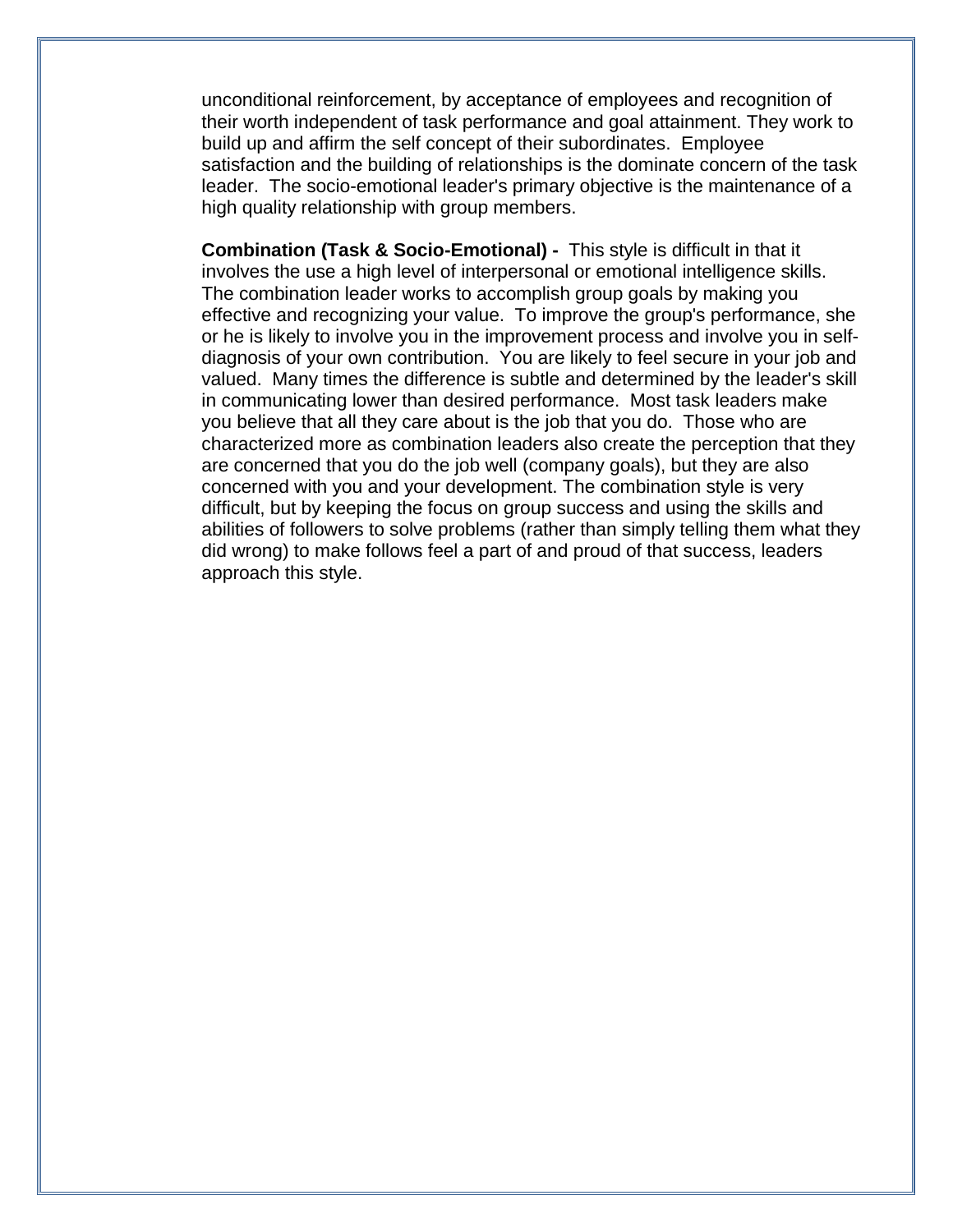unconditional reinforcement, by acceptance of employees and recognition of their worth independent of task performance and goal attainment. They work to build up and affirm the self concept of their subordinates. Employee satisfaction and the building of relationships is the dominate concern of the task leader. The socio-emotional leader's primary objective is the maintenance of a high quality relationship with group members.

**Combination (Task & Socio-Emotional) -** This style is difficult in that it involves the use a high level of interpersonal or emotional intelligence skills. The combination leader works to accomplish group goals by making you effective and recognizing your value. To improve the group's performance, she or he is likely to involve you in the improvement process and involve you in self-diagnosis of your own contribution. You are likely to feel secure in your job and valued. Many times the difference is subtle and determined by the leader's skill in communicating lower than desired performance. Most task leaders make you believe that all they care about is the job that you do. Those who are characterized more as combination leaders also create the perception that they are concerned that you do the job well (company goals), but they are also concerned with you and your development. The combination style is very difficult, but by keeping the focus on group success and using the skills and abilities of followers to solve problems (rather than simply telling them what they did wrong) to make follows feel a part of and proud of that success, leaders approach this style.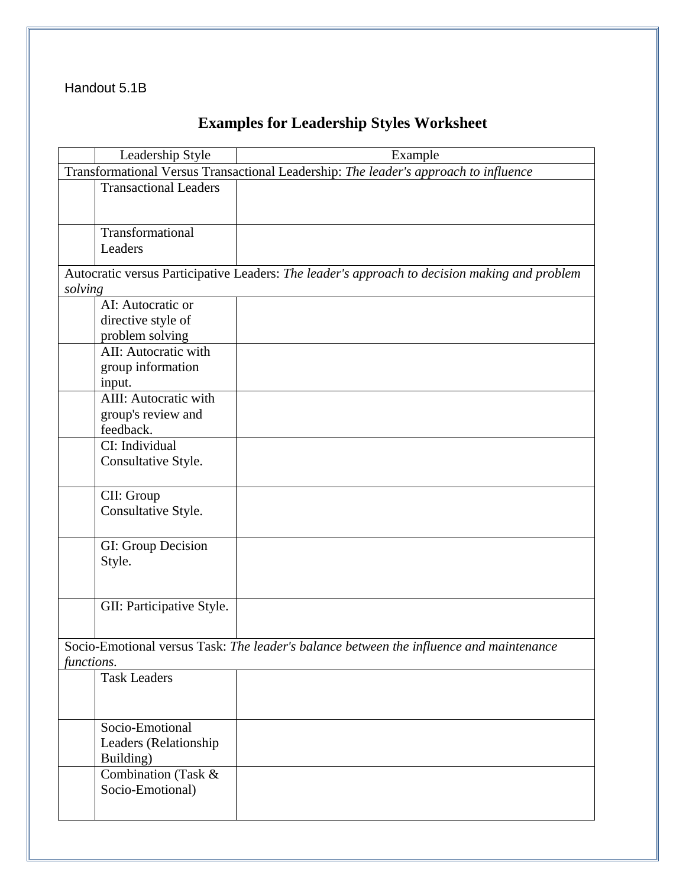Handout 5.1B

# Examples for Leadership Styles Worksheet

| | Leadership Style | Example |
|---|---|---|
| Transformational Versus Transactional Leadership: *The leader's approach to influence* | | |
| | Transactional Leaders | |
| | Transformational Leaders | |
| Autocratic versus Participative Leaders: *The leader's approach to decision making and problem solving* | | |
| | AI: Autocratic or directive style of problem solving | |
| | AII: Autocratic with group information input. | |
| | AIII: Autocratic with group's review and feedback. | |
| | CI: Individual Consultative Style. | |
| | CII: Group Consultative Style. | |
| | GI: Group Decision Style. | |
| | GII: Participative Style. | |
| Socio-Emotional versus Task: *The leader's balance between the influence and maintenance functions.* | | |
| | Task Leaders | |
| | Socio-Emotional Leaders (Relationship Building) | |
| | Combination (Task & Socio-Emotional) | |